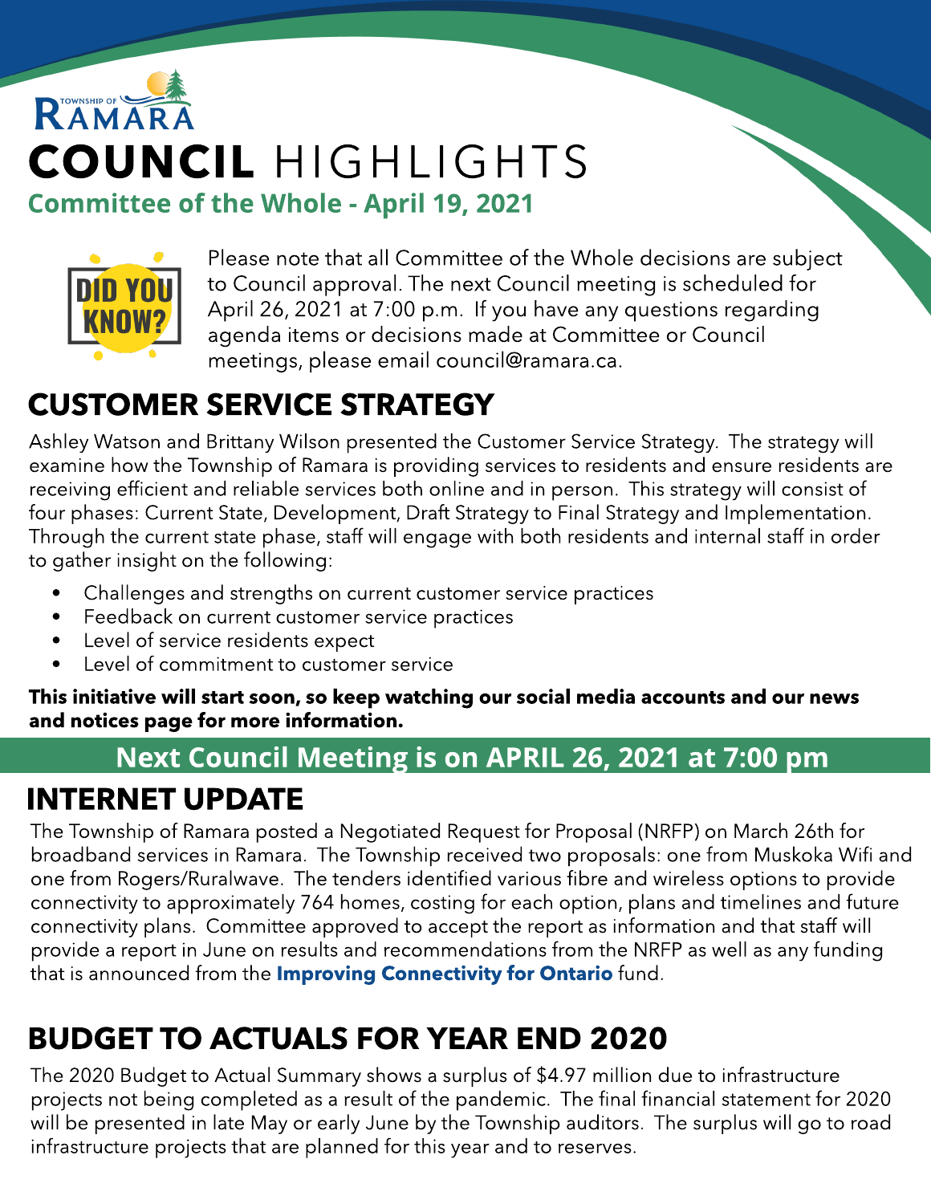TOWNSHIP OF RAMARA

# COUNCIL HIGHLIGHTS

## Committee of the Whole - April 19, 2021

DID YOU KNOW?

Please note that all Committee of the Whole decisions are subject to Council approval. The next Council meeting is scheduled for April 26, 2021 at 7:00 p.m. If you have any questions regarding agenda items or decisions made at Committee or Council meetings, please email council@ramara.ca.

## CUSTOMER SERVICE STRATEGY

Ashley Watson and Brittany Wilson presented the Customer Service Strategy. The strategy will examine how the Township of Ramara is providing services to residents and ensure residents are receiving efficient and reliable services both online and in person. This strategy will consist of four phases: Current State, Development, Draft Strategy to Final Strategy and Implementation. Through the current state phase, staff will engage with both residents and internal staff in order to gather insight on the following:

- Challenges and strengths on current customer service practices
- Feedback on current customer service practices
- Level of service residents expect
- Level of commitment to customer service

**This initiative will start soon, so keep watching our social media accounts and our news and notices page for more information.**

**Next Council Meeting is on APRIL 26, 2021 at 7:00 pm**

## INTERNET UPDATE

The Township of Ramara posted a Negotiated Request for Proposal (NRFP) on March 26th for broadband services in Ramara. The Township received two proposals: one from Muskoka Wifi and one from Rogers/Ruralwave. The tenders identified various fibre and wireless options to provide connectivity to approximately 764 homes, costing for each option, plans and timelines and future connectivity plans. Committee approved to accept the report as information and that staff will provide a report in June on results and recommendations from the NRFP as well as any funding that is announced from the **Improving Connectivity for Ontario** fund.

## BUDGET TO ACTUALS FOR YEAR END 2020

The 2020 Budget to Actual Summary shows a surplus of $4.97 million due to infrastructure projects not being completed as a result of the pandemic. The final financial statement for 2020 will be presented in late May or early June by the Township auditors. The surplus will go to road infrastructure projects that are planned for this year and to reserves.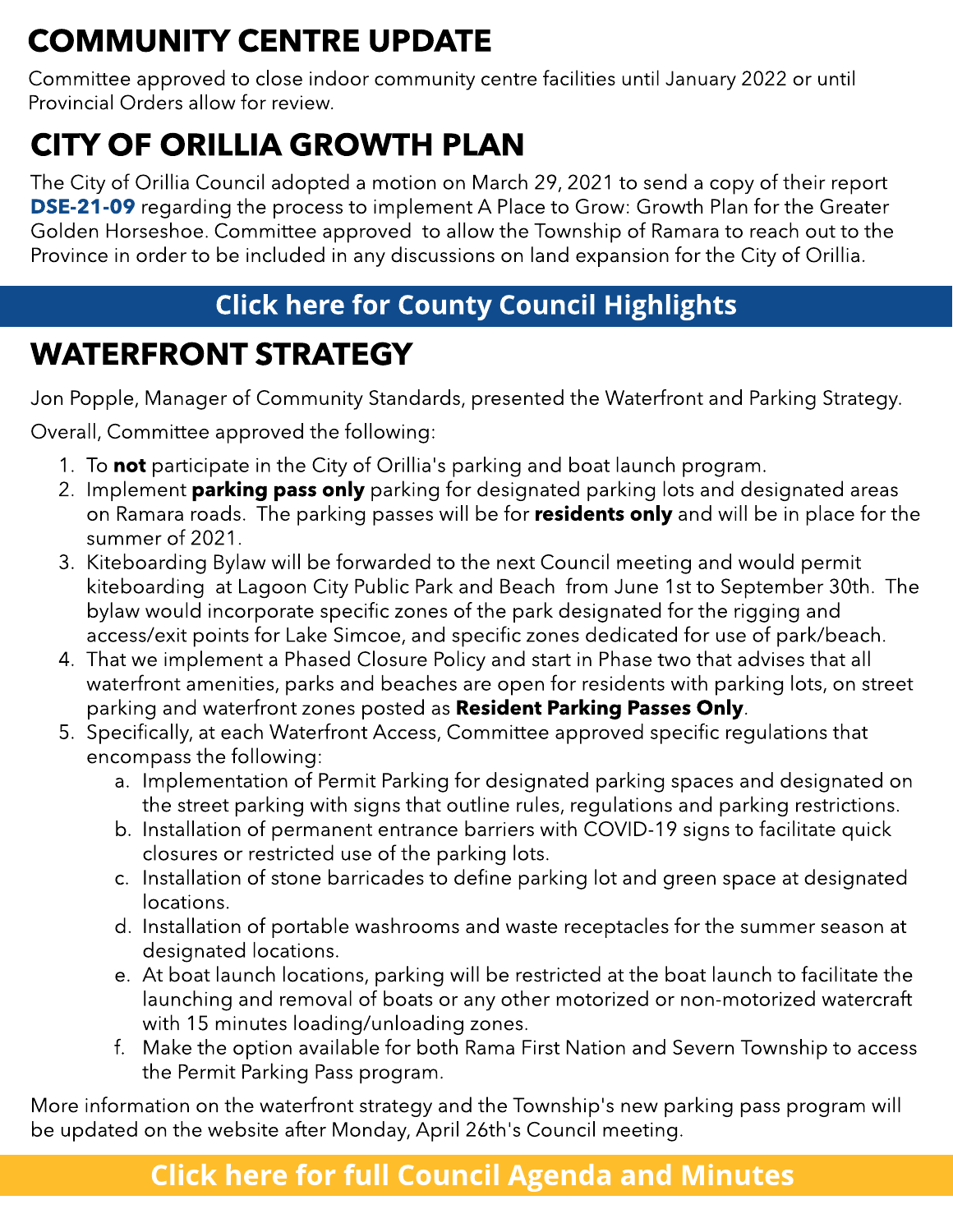## COMMUNITY CENTRE UPDATE

Committee approved to close indoor community centre facilities until January 2022 or until Provincial Orders allow for review.

## CITY OF ORILLIA GROWTH PLAN

The City of Orillia Council adopted a motion on March 29, 2021 to send a copy of their report **DSE-21-09** regarding the process to implement A Place to Grow: Growth Plan for the Greater Golden Horseshoe. Committee approved to allow the Township of Ramara to reach out to the Province in order to be included in any discussions on land expansion for the City of Orillia.

**Click here for County Council Highlights**

## WATERFRONT STRATEGY

Jon Popple, Manager of Community Standards, presented the Waterfront and Parking Strategy.

Overall, Committee approved the following:

1. To **not** participate in the City of Orillia's parking and boat launch program.
2. Implement **parking pass only** parking for designated parking lots and designated areas on Ramara roads. The parking passes will be for **residents only** and will be in place for the summer of 2021.
3. Kiteboarding Bylaw will be forwarded to the next Council meeting and would permit kiteboarding at Lagoon City Public Park and Beach from June 1st to September 30th. The bylaw would incorporate specific zones of the park designated for the rigging and access/exit points for Lake Simcoe, and specific zones dedicated for use of park/beach.
4. That we implement a Phased Closure Policy and start in Phase two that advises that all waterfront amenities, parks and beaches are open for residents with parking lots, on street parking and waterfront zones posted as **Resident Parking Passes Only**.
5. Specifically, at each Waterfront Access, Committee approved specific regulations that encompass the following:
   a. Implementation of Permit Parking for designated parking spaces and designated on the street parking with signs that outline rules, regulations and parking restrictions.
   b. Installation of permanent entrance barriers with COVID-19 signs to facilitate quick closures or restricted use of the parking lots.
   c. Installation of stone barricades to define parking lot and green space at designated locations.
   d. Installation of portable washrooms and waste receptacles for the summer season at designated locations.
   e. At boat launch locations, parking will be restricted at the boat launch to facilitate the launching and removal of boats or any other motorized or non-motorized watercraft with 15 minutes loading/unloading zones.
   f. Make the option available for both Rama First Nation and Severn Township to access the Permit Parking Pass program.

More information on the waterfront strategy and the Township's new parking pass program will be updated on the website after Monday, April 26th's Council meeting.

**Click here for full Council Agenda and Minutes**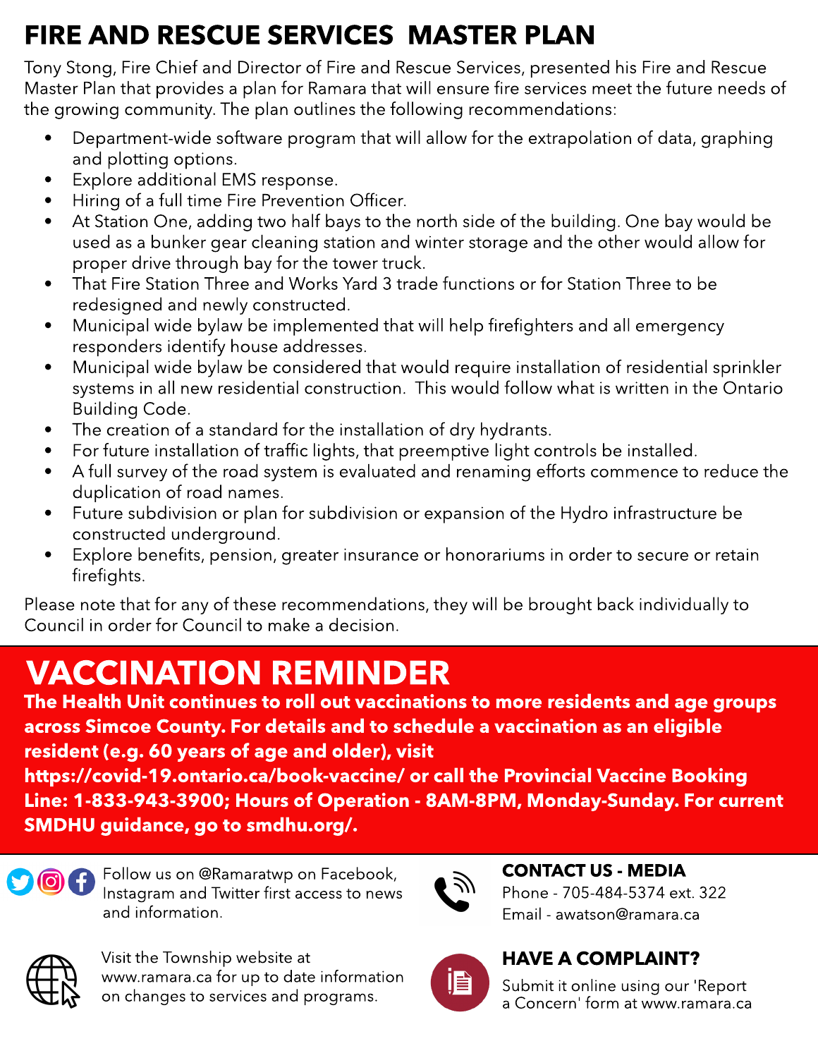# FIRE AND RESCUE SERVICES MASTER PLAN

Tony Stong, Fire Chief and Director of Fire and Rescue Services, presented his Fire and Rescue Master Plan that provides a plan for Ramara that will ensure fire services meet the future needs of the growing community. The plan outlines the following recommendations:

- Department-wide software program that will allow for the extrapolation of data, graphing and plotting options.
- Explore additional EMS response.
- Hiring of a full time Fire Prevention Officer.
- At Station One, adding two half bays to the north side of the building. One bay would be used as a bunker gear cleaning station and winter storage and the other would allow for proper drive through bay for the tower truck.
- That Fire Station Three and Works Yard 3 trade functions or for Station Three to be redesigned and newly constructed.
- Municipal wide bylaw be implemented that will help firefighters and all emergency responders identify house addresses.
- Municipal wide bylaw be considered that would require installation of residential sprinkler systems in all new residential construction. This would follow what is written in the Ontario Building Code.
- The creation of a standard for the installation of dry hydrants.
- For future installation of traffic lights, that preemptive light controls be installed.
- A full survey of the road system is evaluated and renaming efforts commence to reduce the duplication of road names.
- Future subdivision or plan for subdivision or expansion of the Hydro infrastructure be constructed underground.
- Explore benefits, pension, greater insurance or honorariums in order to secure or retain firefights.

Please note that for any of these recommendations, they will be brought back individually to Council in order for Council to make a decision.

# VACCINATION REMINDER

**The Health Unit continues to roll out vaccinations to more residents and age groups across Simcoe County. For details and to schedule a vaccination as an eligible resident (e.g. 60 years of age and older), visit https://covid-19.ontario.ca/book-vaccine/ or call the Provincial Vaccine Booking Line: 1-833-943-3900; Hours of Operation - 8AM-8PM, Monday-Sunday. For current SMDHU guidance, go to smdhu.org/.**

Follow us on @Ramaratwp on Facebook, Instagram and Twitter first access to news and information.

Visit the Township website at www.ramara.ca for up to date information on changes to services and programs.

**CONTACT US - MEDIA**

Phone - 705-484-5374 ext. 322

Email - awatson@ramara.ca

**HAVE A COMPLAINT?**

Submit it online using our 'Report a Concern' form at www.ramara.ca